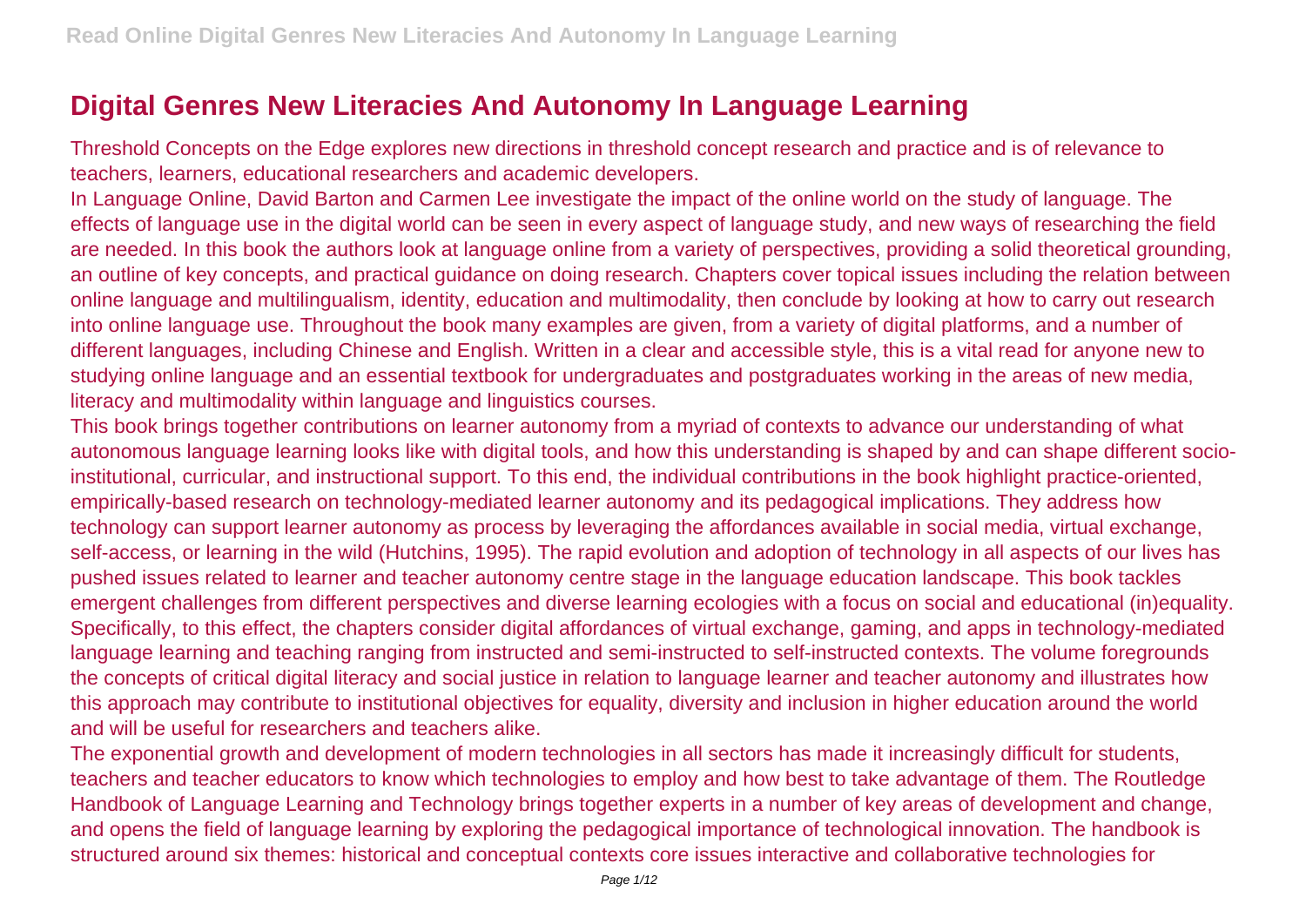# Digital Genres New Literacies And Autonomy In Language Learning

Threshold Concepts on the Edge explores new directions in threshold concept research and practice and is of relevance to teachers, learners, educational researchers and academic developers.

In Language Online, David Barton and Carmen Lee investigate the impact of the online world on the study of language. The effects of language use in the digital world can be seen in every aspect of language study, and new ways of researching the field are needed. In this book the authors look at language online from a variety of perspectives, providing a solid theoretical grounding, an outline of key concepts, and practical guidance on doing research. Chapters cover topical issues including the relation between online language and multilingualism, identity, education and multimodality, then conclude by looking at how to carry out research into online language use. Throughout the book many examples are given, from a variety of digital platforms, and a number of different languages, including Chinese and English. Written in a clear and accessible style, this is a vital read for anyone new to studying online language and an essential textbook for undergraduates and postgraduates working in the areas of new media, literacy and multimodality within language and linguistics courses.

This book brings together contributions on learner autonomy from a myriad of contexts to advance our understanding of what autonomous language learning looks like with digital tools, and how this understanding is shaped by and can shape different socio-institutional, curricular, and instructional support. To this end, the individual contributions in the book highlight practice-oriented, empirically-based research on technology-mediated learner autonomy and its pedagogical implications. They address how technology can support learner autonomy as process by leveraging the affordances available in social media, virtual exchange, self-access, or learning in the wild (Hutchins, 1995). The rapid evolution and adoption of technology in all aspects of our lives has pushed issues related to learner and teacher autonomy centre stage in the language education landscape. This book tackles emergent challenges from different perspectives and diverse learning ecologies with a focus on social and educational (in)equality. Specifically, to this effect, the chapters consider digital affordances of virtual exchange, gaming, and apps in technology-mediated language learning and teaching ranging from instructed and semi-instructed to self-instructed contexts. The volume foregrounds the concepts of critical digital literacy and social justice in relation to language learner and teacher autonomy and illustrates how this approach may contribute to institutional objectives for equality, diversity and inclusion in higher education around the world and will be useful for researchers and teachers alike.

The exponential growth and development of modern technologies in all sectors has made it increasingly difficult for students, teachers and teacher educators to know which technologies to employ and how best to take advantage of them. The Routledge Handbook of Language Learning and Technology brings together experts in a number of key areas of development and change, and opens the field of language learning by exploring the pedagogical importance of technological innovation. The handbook is structured around six themes: historical and conceptual contexts core issues interactive and collaborative technologies for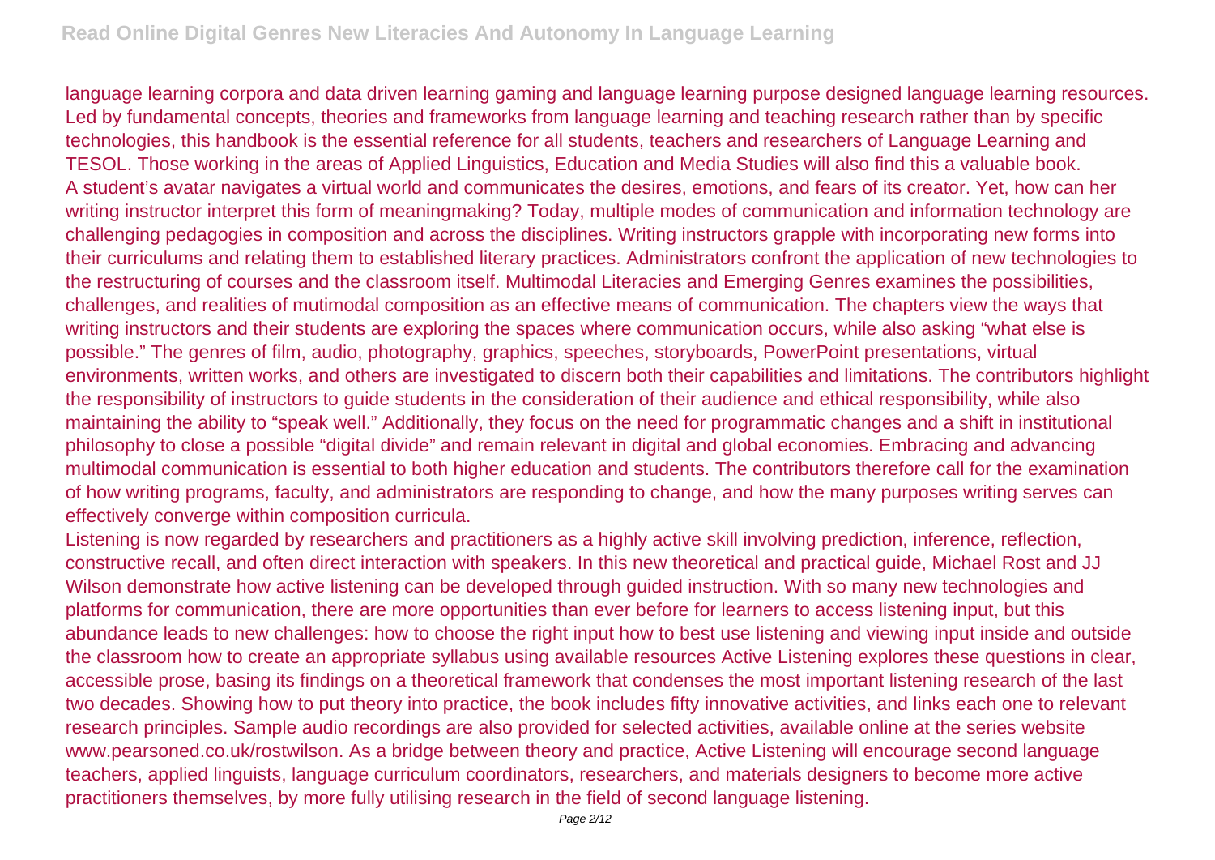language learning corpora and data driven learning gaming and language learning purpose designed language learning resources. Led by fundamental concepts, theories and frameworks from language learning and teaching research rather than by specific technologies, this handbook is the essential reference for all students, teachers and researchers of Language Learning and TESOL. Those working in the areas of Applied Linguistics, Education and Media Studies will also find this a valuable book.

A student's avatar navigates a virtual world and communicates the desires, emotions, and fears of its creator. Yet, how can her writing instructor interpret this form of meaningmaking? Today, multiple modes of communication and information technology are challenging pedagogies in composition and across the disciplines. Writing instructors grapple with incorporating new forms into their curriculums and relating them to established literary practices. Administrators confront the application of new technologies to the restructuring of courses and the classroom itself. Multimodal Literacies and Emerging Genres examines the possibilities, challenges, and realities of mutimodal composition as an effective means of communication. The chapters view the ways that writing instructors and their students are exploring the spaces where communication occurs, while also asking "what else is possible." The genres of film, audio, photography, graphics, speeches, storyboards, PowerPoint presentations, virtual environments, written works, and others are investigated to discern both their capabilities and limitations. The contributors highlight the responsibility of instructors to guide students in the consideration of their audience and ethical responsibility, while also maintaining the ability to "speak well." Additionally, they focus on the need for programmatic changes and a shift in institutional philosophy to close a possible "digital divide" and remain relevant in digital and global economies. Embracing and advancing multimodal communication is essential to both higher education and students. The contributors therefore call for the examination of how writing programs, faculty, and administrators are responding to change, and how the many purposes writing serves can effectively converge within composition curricula.

Listening is now regarded by researchers and practitioners as a highly active skill involving prediction, inference, reflection, constructive recall, and often direct interaction with speakers. In this new theoretical and practical guide, Michael Rost and JJ Wilson demonstrate how active listening can be developed through guided instruction. With so many new technologies and platforms for communication, there are more opportunities than ever before for learners to access listening input, but this abundance leads to new challenges: how to choose the right input how to best use listening and viewing input inside and outside the classroom how to create an appropriate syllabus using available resources Active Listening explores these questions in clear, accessible prose, basing its findings on a theoretical framework that condenses the most important listening research of the last two decades. Showing how to put theory into practice, the book includes fifty innovative activities, and links each one to relevant research principles. Sample audio recordings are also provided for selected activities, available online at the series website www.pearsoned.co.uk/rostwilson. As a bridge between theory and practice, Active Listening will encourage second language teachers, applied linguists, language curriculum coordinators, researchers, and materials designers to become more active practitioners themselves, by more fully utilising research in the field of second language listening.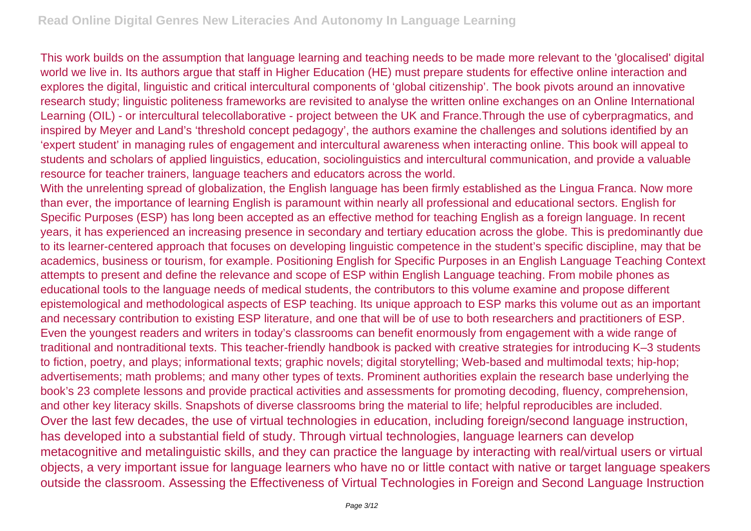This work builds on the assumption that language learning and teaching needs to be made more relevant to the 'glocalised' digital world we live in. Its authors argue that staff in Higher Education (HE) must prepare students for effective online interaction and explores the digital, linguistic and critical intercultural components of 'global citizenship'. The book pivots around an innovative research study; linguistic politeness frameworks are revisited to analyse the written online exchanges on an Online International Learning (OIL) - or intercultural telecollaborative - project between the UK and France.Through the use of cyberpragmatics, and inspired by Meyer and Land's 'threshold concept pedagogy', the authors examine the challenges and solutions identified by an 'expert student' in managing rules of engagement and intercultural awareness when interacting online. This book will appeal to students and scholars of applied linguistics, education, sociolinguistics and intercultural communication, and provide a valuable resource for teacher trainers, language teachers and educators across the world.

With the unrelenting spread of globalization, the English language has been firmly established as the Lingua Franca. Now more than ever, the importance of learning English is paramount within nearly all professional and educational sectors. English for Specific Purposes (ESP) has long been accepted as an effective method for teaching English as a foreign language. In recent years, it has experienced an increasing presence in secondary and tertiary education across the globe. This is predominantly due to its learner-centered approach that focuses on developing linguistic competence in the student's specific discipline, may that be academics, business or tourism, for example. Positioning English for Specific Purposes in an English Language Teaching Context attempts to present and define the relevance and scope of ESP within English Language teaching. From mobile phones as educational tools to the language needs of medical students, the contributors to this volume examine and propose different epistemological and methodological aspects of ESP teaching. Its unique approach to ESP marks this volume out as an important and necessary contribution to existing ESP literature, and one that will be of use to both researchers and practitioners of ESP.

Even the youngest readers and writers in today's classrooms can benefit enormously from engagement with a wide range of traditional and nontraditional texts. This teacher-friendly handbook is packed with creative strategies for introducing K–3 students to fiction, poetry, and plays; informational texts; graphic novels; digital storytelling; Web-based and multimodal texts; hip-hop; advertisements; math problems; and many other types of texts. Prominent authorities explain the research base underlying the book's 23 complete lessons and provide practical activities and assessments for promoting decoding, fluency, comprehension, and other key literacy skills. Snapshots of diverse classrooms bring the material to life; helpful reproducibles are included.

Over the last few decades, the use of virtual technologies in education, including foreign/second language instruction, has developed into a substantial field of study. Through virtual technologies, language learners can develop metacognitive and metalinguistic skills, and they can practice the language by interacting with real/virtual users or virtual objects, a very important issue for language learners who have no or little contact with native or target language speakers outside the classroom. Assessing the Effectiveness of Virtual Technologies in Foreign and Second Language Instruction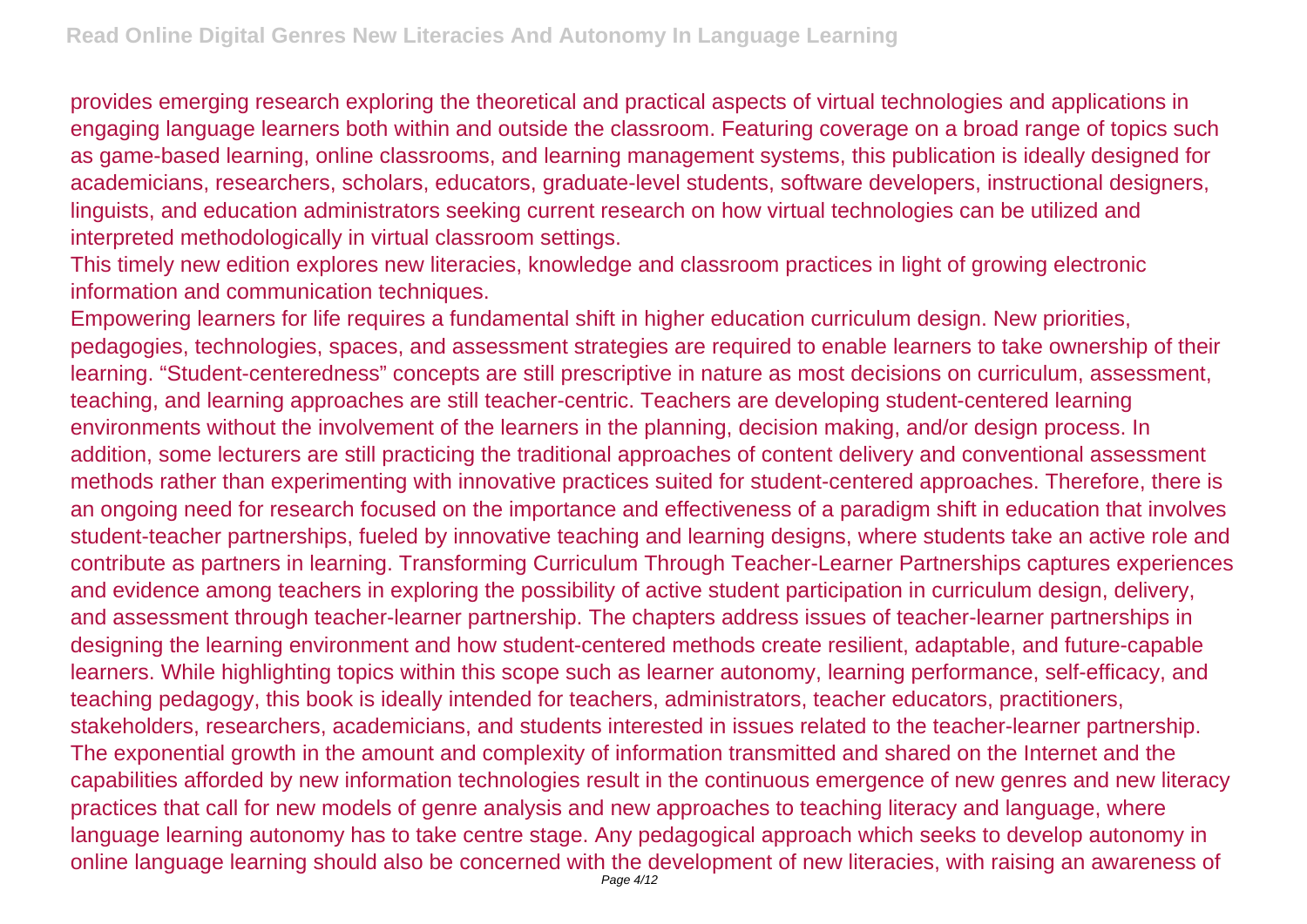provides emerging research exploring the theoretical and practical aspects of virtual technologies and applications in engaging language learners both within and outside the classroom. Featuring coverage on a broad range of topics such as game-based learning, online classrooms, and learning management systems, this publication is ideally designed for academicians, researchers, scholars, educators, graduate-level students, software developers, instructional designers, linguists, and education administrators seeking current research on how virtual technologies can be utilized and interpreted methodologically in virtual classroom settings.

This timely new edition explores new literacies, knowledge and classroom practices in light of growing electronic information and communication techniques.

Empowering learners for life requires a fundamental shift in higher education curriculum design. New priorities, pedagogies, technologies, spaces, and assessment strategies are required to enable learners to take ownership of their learning. "Student-centeredness" concepts are still prescriptive in nature as most decisions on curriculum, assessment, teaching, and learning approaches are still teacher-centric. Teachers are developing student-centered learning environments without the involvement of the learners in the planning, decision making, and/or design process. In addition, some lecturers are still practicing the traditional approaches of content delivery and conventional assessment methods rather than experimenting with innovative practices suited for student-centered approaches. Therefore, there is an ongoing need for research focused on the importance and effectiveness of a paradigm shift in education that involves student-teacher partnerships, fueled by innovative teaching and learning designs, where students take an active role and contribute as partners in learning. Transforming Curriculum Through Teacher-Learner Partnerships captures experiences and evidence among teachers in exploring the possibility of active student participation in curriculum design, delivery, and assessment through teacher-learner partnership. The chapters address issues of teacher-learner partnerships in designing the learning environment and how student-centered methods create resilient, adaptable, and future-capable learners. While highlighting topics within this scope such as learner autonomy, learning performance, self-efficacy, and teaching pedagogy, this book is ideally intended for teachers, administrators, teacher educators, practitioners, stakeholders, researchers, academicians, and students interested in issues related to the teacher-learner partnership.

The exponential growth in the amount and complexity of information transmitted and shared on the Internet and the capabilities afforded by new information technologies result in the continuous emergence of new genres and new literacy practices that call for new models of genre analysis and new approaches to teaching literacy and language, where language learning autonomy has to take centre stage. Any pedagogical approach which seeks to develop autonomy in online language learning should also be concerned with the development of new literacies, with raising an awareness of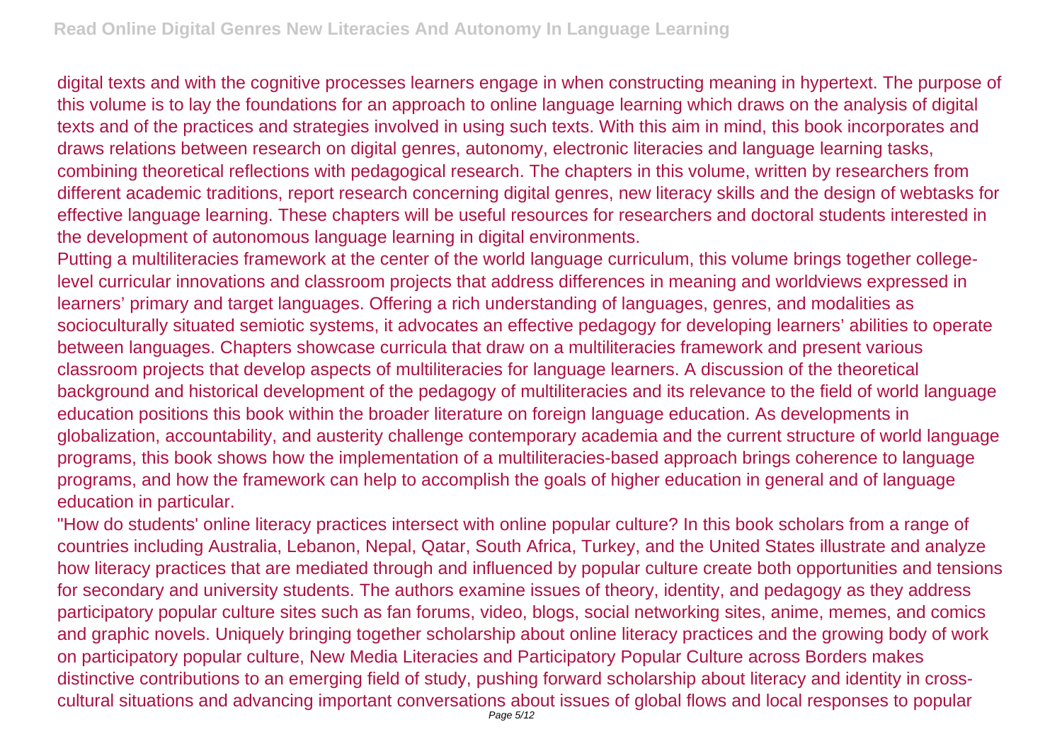digital texts and with the cognitive processes learners engage in when constructing meaning in hypertext. The purpose of this volume is to lay the foundations for an approach to online language learning which draws on the analysis of digital texts and of the practices and strategies involved in using such texts. With this aim in mind, this book incorporates and draws relations between research on digital genres, autonomy, electronic literacies and language learning tasks, combining theoretical reflections with pedagogical research. The chapters in this volume, written by researchers from different academic traditions, report research concerning digital genres, new literacy skills and the design of webtasks for effective language learning. These chapters will be useful resources for researchers and doctoral students interested in the development of autonomous language learning in digital environments.

Putting a multiliteracies framework at the center of the world language curriculum, this volume brings together college-level curricular innovations and classroom projects that address differences in meaning and worldviews expressed in learners' primary and target languages. Offering a rich understanding of languages, genres, and modalities as socioculturally situated semiotic systems, it advocates an effective pedagogy for developing learners' abilities to operate between languages. Chapters showcase curricula that draw on a multiliteracies framework and present various classroom projects that develop aspects of multiliteracies for language learners. A discussion of the theoretical background and historical development of the pedagogy of multiliteracies and its relevance to the field of world language education positions this book within the broader literature on foreign language education. As developments in globalization, accountability, and austerity challenge contemporary academia and the current structure of world language programs, this book shows how the implementation of a multiliteracies-based approach brings coherence to language programs, and how the framework can help to accomplish the goals of higher education in general and of language education in particular.

"How do students' online literacy practices intersect with online popular culture? In this book scholars from a range of countries including Australia, Lebanon, Nepal, Qatar, South Africa, Turkey, and the United States illustrate and analyze how literacy practices that are mediated through and influenced by popular culture create both opportunities and tensions for secondary and university students. The authors examine issues of theory, identity, and pedagogy as they address participatory popular culture sites such as fan forums, video, blogs, social networking sites, anime, memes, and comics and graphic novels. Uniquely bringing together scholarship about online literacy practices and the growing body of work on participatory popular culture, New Media Literacies and Participatory Popular Culture across Borders makes distinctive contributions to an emerging field of study, pushing forward scholarship about literacy and identity in cross-cultural situations and advancing important conversations about issues of global flows and local responses to popular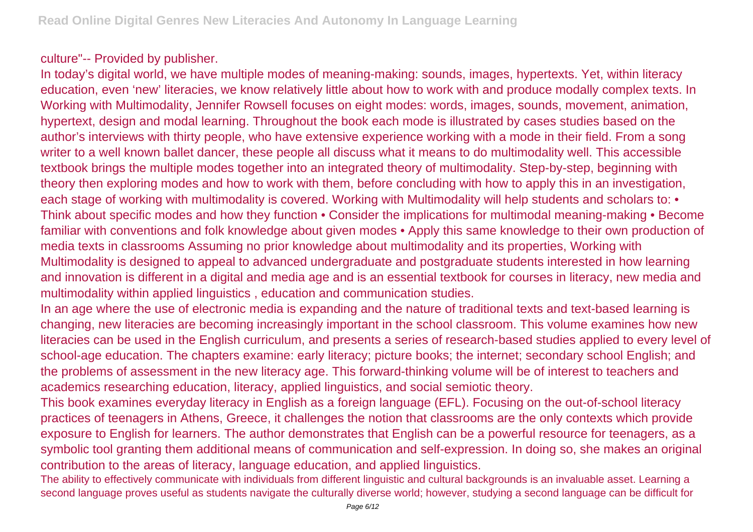culture"-- Provided by publisher.

In today's digital world, we have multiple modes of meaning-making: sounds, images, hypertexts. Yet, within literacy education, even 'new' literacies, we know relatively little about how to work with and produce modally complex texts. In Working with Multimodality, Jennifer Rowsell focuses on eight modes: words, images, sounds, movement, animation, hypertext, design and modal learning. Throughout the book each mode is illustrated by cases studies based on the author's interviews with thirty people, who have extensive experience working with a mode in their field. From a song writer to a well known ballet dancer, these people all discuss what it means to do multimodality well. This accessible textbook brings the multiple modes together into an integrated theory of multimodality. Step-by-step, beginning with theory then exploring modes and how to work with them, before concluding with how to apply this in an investigation, each stage of working with multimodality is covered. Working with Multimodality will help students and scholars to: • Think about specific modes and how they function • Consider the implications for multimodal meaning-making • Become familiar with conventions and folk knowledge about given modes • Apply this same knowledge to their own production of media texts in classrooms Assuming no prior knowledge about multimodality and its properties, Working with Multimodality is designed to appeal to advanced undergraduate and postgraduate students interested in how learning and innovation is different in a digital and media age and is an essential textbook for courses in literacy, new media and multimodality within applied linguistics , education and communication studies.

In an age where the use of electronic media is expanding and the nature of traditional texts and text-based learning is changing, new literacies are becoming increasingly important in the school classroom. This volume examines how new literacies can be used in the English curriculum, and presents a series of research-based studies applied to every level of school-age education. The chapters examine: early literacy; picture books; the internet; secondary school English; and the problems of assessment in the new literacy age. This forward-thinking volume will be of interest to teachers and academics researching education, literacy, applied linguistics, and social semiotic theory.

This book examines everyday literacy in English as a foreign language (EFL). Focusing on the out-of-school literacy practices of teenagers in Athens, Greece, it challenges the notion that classrooms are the only contexts which provide exposure to English for learners. The author demonstrates that English can be a powerful resource for teenagers, as a symbolic tool granting them additional means of communication and self-expression. In doing so, she makes an original contribution to the areas of literacy, language education, and applied linguistics.

The ability to effectively communicate with individuals from different linguistic and cultural backgrounds is an invaluable asset. Learning a second language proves useful as students navigate the culturally diverse world; however, studying a second language can be difficult for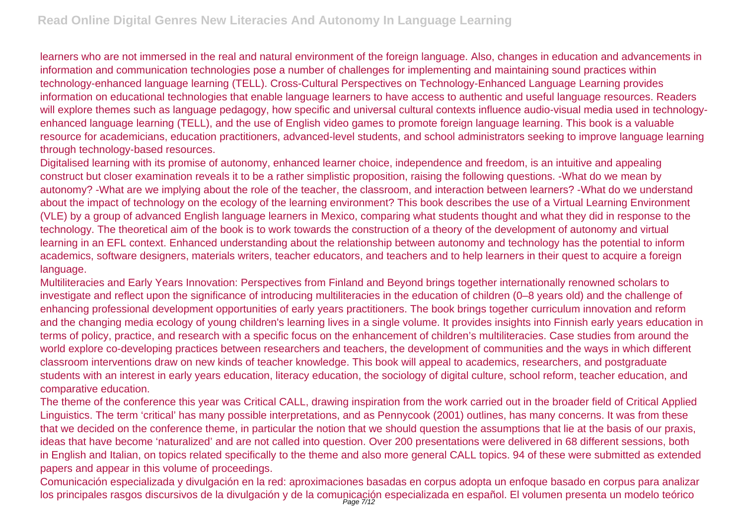learners who are not immersed in the real and natural environment of the foreign language. Also, changes in education and advancements in information and communication technologies pose a number of challenges for implementing and maintaining sound practices within technology-enhanced language learning (TELL). Cross-Cultural Perspectives on Technology-Enhanced Language Learning provides information on educational technologies that enable language learners to have access to authentic and useful language resources. Readers will explore themes such as language pedagogy, how specific and universal cultural contexts influence audio-visual media used in technology-enhanced language learning (TELL), and the use of English video games to promote foreign language learning. This book is a valuable resource for academicians, education practitioners, advanced-level students, and school administrators seeking to improve language learning through technology-based resources.

Digitalised learning with its promise of autonomy, enhanced learner choice, independence and freedom, is an intuitive and appealing construct but closer examination reveals it to be a rather simplistic proposition, raising the following questions. -What do we mean by autonomy? -What are we implying about the role of the teacher, the classroom, and interaction between learners? -What do we understand about the impact of technology on the ecology of the learning environment? This book describes the use of a Virtual Learning Environment (VLE) by a group of advanced English language learners in Mexico, comparing what students thought and what they did in response to the technology. The theoretical aim of the book is to work towards the construction of a theory of the development of autonomy and virtual learning in an EFL context. Enhanced understanding about the relationship between autonomy and technology has the potential to inform academics, software designers, materials writers, teacher educators, and teachers and to help learners in their quest to acquire a foreign language.

Multiliteracies and Early Years Innovation: Perspectives from Finland and Beyond brings together internationally renowned scholars to investigate and reflect upon the significance of introducing multiliteracies in the education of children (0–8 years old) and the challenge of enhancing professional development opportunities of early years practitioners. The book brings together curriculum innovation and reform and the changing media ecology of young children's learning lives in a single volume. It provides insights into Finnish early years education in terms of policy, practice, and research with a specific focus on the enhancement of children's multiliteracies. Case studies from around the world explore co-developing practices between researchers and teachers, the development of communities and the ways in which different classroom interventions draw on new kinds of teacher knowledge. This book will appeal to academics, researchers, and postgraduate students with an interest in early years education, literacy education, the sociology of digital culture, school reform, teacher education, and comparative education.

The theme of the conference this year was Critical CALL, drawing inspiration from the work carried out in the broader field of Critical Applied Linguistics. The term 'critical' has many possible interpretations, and as Pennycook (2001) outlines, has many concerns. It was from these that we decided on the conference theme, in particular the notion that we should question the assumptions that lie at the basis of our praxis, ideas that have become 'naturalized' and are not called into question. Over 200 presentations were delivered in 68 different sessions, both in English and Italian, on topics related specifically to the theme and also more general CALL topics. 94 of these were submitted as extended papers and appear in this volume of proceedings.

Comunicación especializada y divulgación en la red: aproximaciones basadas en corpus adopta un enfoque basado en corpus para analizar los principales rasgos discursivos de la divulgación y de la comunicación especializada en español. El volumen presenta un modelo teórico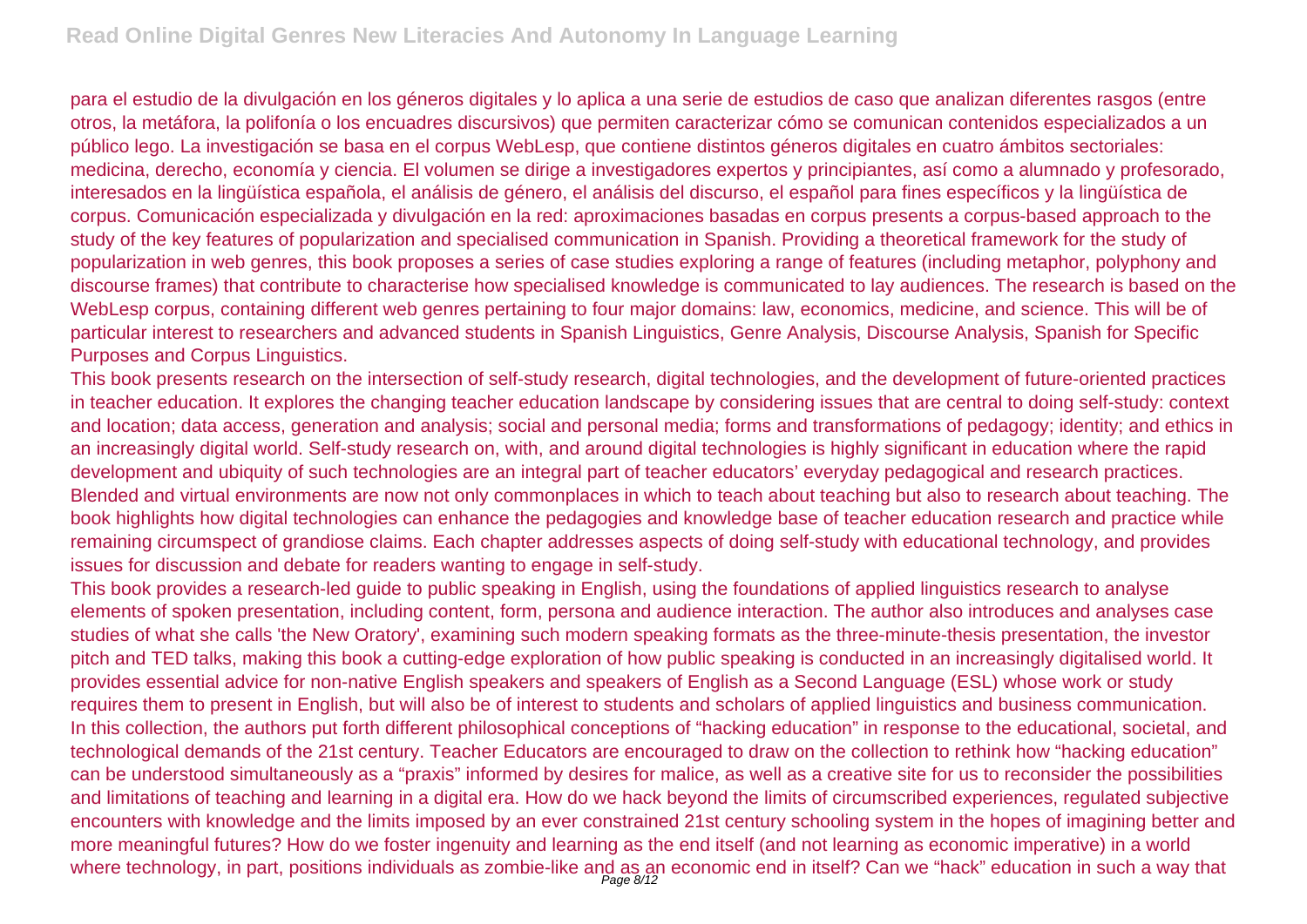para el estudio de la divulgación en los géneros digitales y lo aplica a una serie de estudios de caso que analizan diferentes rasgos (entre otros, la metáfora, la polifonía o los encuadres discursivos) que permiten caracterizar cómo se comunican contenidos especializados a un público lego. La investigación se basa en el corpus WebLesp, que contiene distintos géneros digitales en cuatro ámbitos sectoriales: medicina, derecho, economía y ciencia. El volumen se dirige a investigadores expertos y principiantes, así como a alumnado y profesorado, interesados en la lingüística española, el análisis de género, el análisis del discurso, el español para fines específicos y la lingüística de corpus. Comunicación especializada y divulgación en la red: aproximaciones basadas en corpus presents a corpus-based approach to the study of the key features of popularization and specialised communication in Spanish. Providing a theoretical framework for the study of popularization in web genres, this book proposes a series of case studies exploring a range of features (including metaphor, polyphony and discourse frames) that contribute to characterise how specialised knowledge is communicated to lay audiences. The research is based on the WebLesp corpus, containing different web genres pertaining to four major domains: law, economics, medicine, and science. This will be of particular interest to researchers and advanced students in Spanish Linguistics, Genre Analysis, Discourse Analysis, Spanish for Specific Purposes and Corpus Linguistics.

This book presents research on the intersection of self-study research, digital technologies, and the development of future-oriented practices in teacher education. It explores the changing teacher education landscape by considering issues that are central to doing self-study: context and location; data access, generation and analysis; social and personal media; forms and transformations of pedagogy; identity; and ethics in an increasingly digital world. Self-study research on, with, and around digital technologies is highly significant in education where the rapid development and ubiquity of such technologies are an integral part of teacher educators' everyday pedagogical and research practices. Blended and virtual environments are now not only commonplaces in which to teach about teaching but also to research about teaching. The book highlights how digital technologies can enhance the pedagogies and knowledge base of teacher education research and practice while remaining circumspect of grandiose claims. Each chapter addresses aspects of doing self-study with educational technology, and provides issues for discussion and debate for readers wanting to engage in self-study.

This book provides a research-led guide to public speaking in English, using the foundations of applied linguistics research to analyse elements of spoken presentation, including content, form, persona and audience interaction. The author also introduces and analyses case studies of what she calls 'the New Oratory', examining such modern speaking formats as the three-minute-thesis presentation, the investor pitch and TED talks, making this book a cutting-edge exploration of how public speaking is conducted in an increasingly digitalised world. It provides essential advice for non-native English speakers and speakers of English as a Second Language (ESL) whose work or study requires them to present in English, but will also be of interest to students and scholars of applied linguistics and business communication.

In this collection, the authors put forth different philosophical conceptions of "hacking education" in response to the educational, societal, and technological demands of the 21st century. Teacher Educators are encouraged to draw on the collection to rethink how "hacking education" can be understood simultaneously as a "praxis" informed by desires for malice, as well as a creative site for us to reconsider the possibilities and limitations of teaching and learning in a digital era. How do we hack beyond the limits of circumscribed experiences, regulated subjective encounters with knowledge and the limits imposed by an ever constrained 21st century schooling system in the hopes of imagining better and more meaningful futures? How do we foster ingenuity and learning as the end itself (and not learning as economic imperative) in a world where technology, in part, positions individuals as zombie-like and as an economic end in itself? Can we "hack" education in such a way that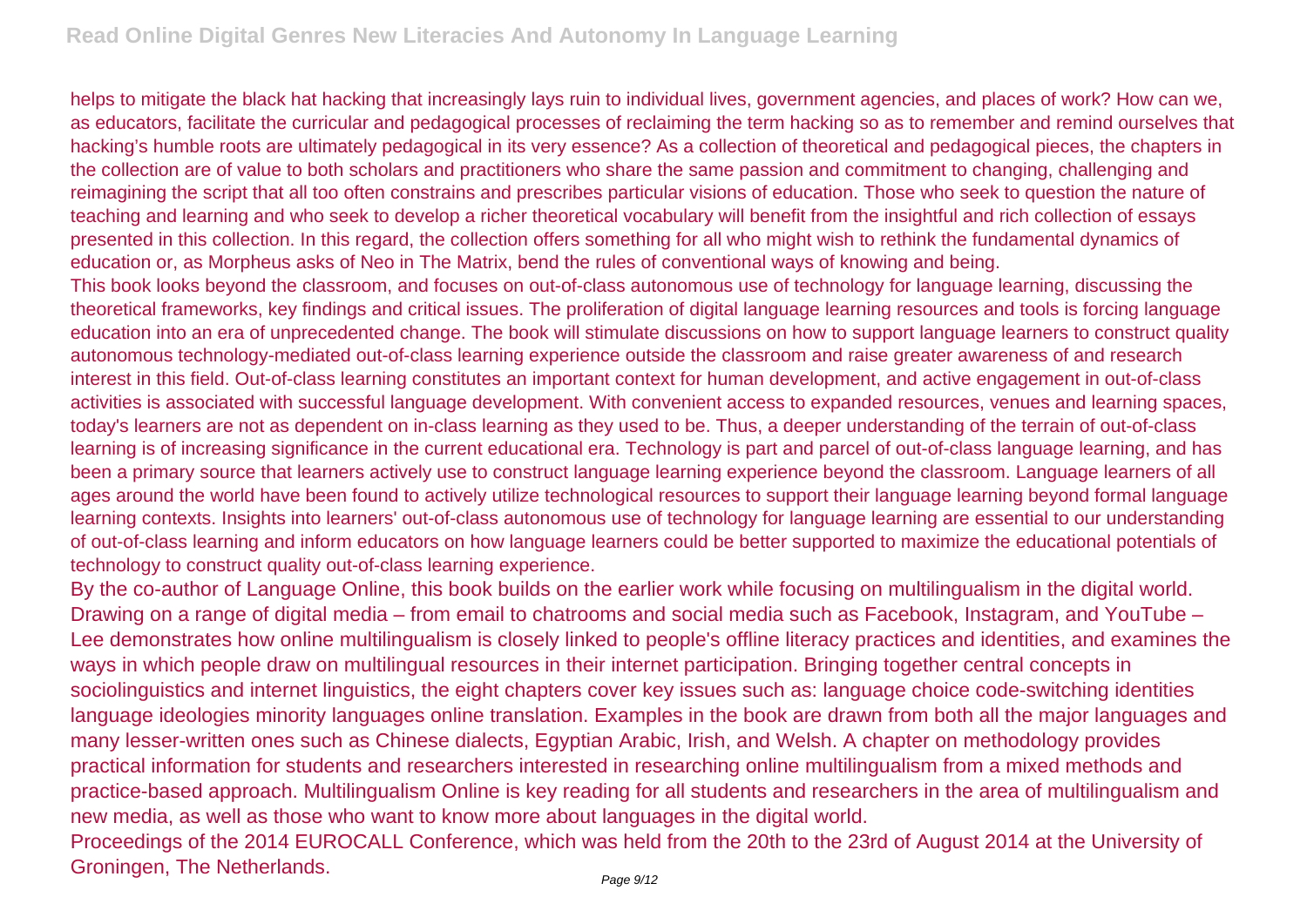helps to mitigate the black hat hacking that increasingly lays ruin to individual lives, government agencies, and places of work? How can we, as educators, facilitate the curricular and pedagogical processes of reclaiming the term hacking so as to remember and remind ourselves that hacking's humble roots are ultimately pedagogical in its very essence? As a collection of theoretical and pedagogical pieces, the chapters in the collection are of value to both scholars and practitioners who share the same passion and commitment to changing, challenging and reimagining the script that all too often constrains and prescribes particular visions of education. Those who seek to question the nature of teaching and learning and who seek to develop a richer theoretical vocabulary will benefit from the insightful and rich collection of essays presented in this collection. In this regard, the collection offers something for all who might wish to rethink the fundamental dynamics of education or, as Morpheus asks of Neo in The Matrix, bend the rules of conventional ways of knowing and being.

This book looks beyond the classroom, and focuses on out-of-class autonomous use of technology for language learning, discussing the theoretical frameworks, key findings and critical issues. The proliferation of digital language learning resources and tools is forcing language education into an era of unprecedented change. The book will stimulate discussions on how to support language learners to construct quality autonomous technology-mediated out-of-class learning experience outside the classroom and raise greater awareness of and research interest in this field. Out-of-class learning constitutes an important context for human development, and active engagement in out-of-class activities is associated with successful language development. With convenient access to expanded resources, venues and learning spaces, today's learners are not as dependent on in-class learning as they used to be. Thus, a deeper understanding of the terrain of out-of-class learning is of increasing significance in the current educational era. Technology is part and parcel of out-of-class language learning, and has been a primary source that learners actively use to construct language learning experience beyond the classroom. Language learners of all ages around the world have been found to actively utilize technological resources to support their language learning beyond formal language learning contexts. Insights into learners' out-of-class autonomous use of technology for language learning are essential to our understanding of out-of-class learning and inform educators on how language learners could be better supported to maximize the educational potentials of technology to construct quality out-of-class learning experience.

By the co-author of Language Online, this book builds on the earlier work while focusing on multilingualism in the digital world. Drawing on a range of digital media – from email to chatrooms and social media such as Facebook, Instagram, and YouTube – Lee demonstrates how online multilingualism is closely linked to people's offline literacy practices and identities, and examines the ways in which people draw on multilingual resources in their internet participation. Bringing together central concepts in sociolinguistics and internet linguistics, the eight chapters cover key issues such as: language choice code-switching identities language ideologies minority languages online translation. Examples in the book are drawn from both all the major languages and many lesser-written ones such as Chinese dialects, Egyptian Arabic, Irish, and Welsh. A chapter on methodology provides practical information for students and researchers interested in researching online multilingualism from a mixed methods and practice-based approach. Multilingualism Online is key reading for all students and researchers in the area of multilingualism and new media, as well as those who want to know more about languages in the digital world.

Proceedings of the 2014 EUROCALL Conference, which was held from the 20th to the 23rd of August 2014 at the University of Groningen, The Netherlands.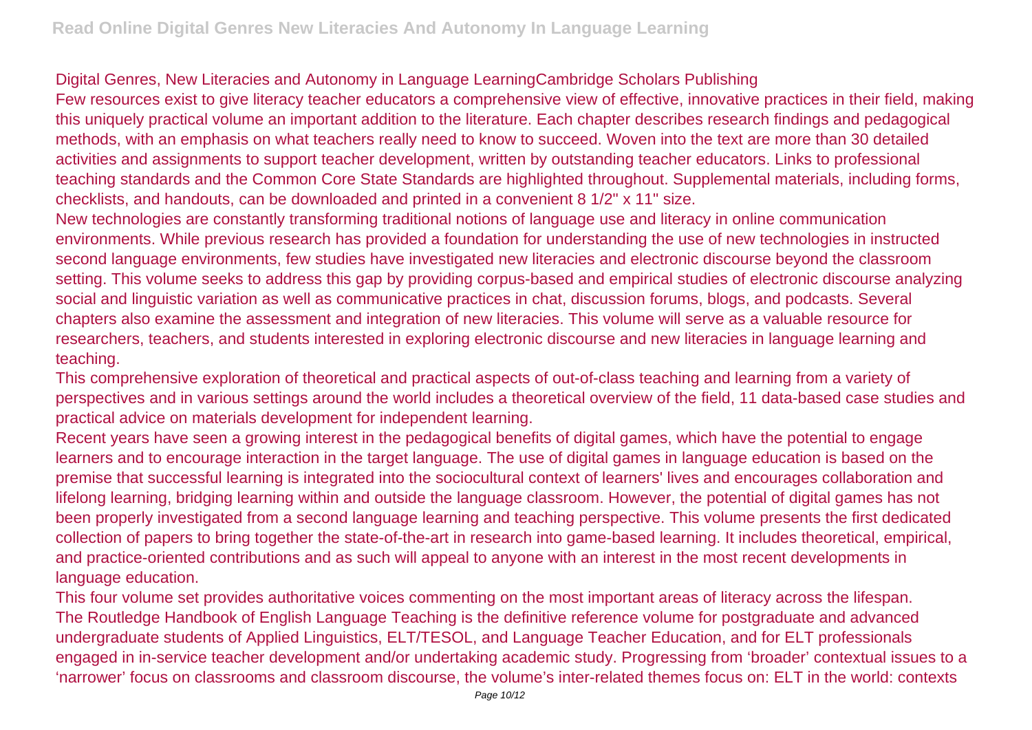Digital Genres, New Literacies and Autonomy in Language LearningCambridge Scholars Publishing

Few resources exist to give literacy teacher educators a comprehensive view of effective, innovative practices in their field, making this uniquely practical volume an important addition to the literature. Each chapter describes research findings and pedagogical methods, with an emphasis on what teachers really need to know to succeed. Woven into the text are more than 30 detailed activities and assignments to support teacher development, written by outstanding teacher educators. Links to professional teaching standards and the Common Core State Standards are highlighted throughout. Supplemental materials, including forms, checklists, and handouts, can be downloaded and printed in a convenient 8 1/2" x 11" size.

New technologies are constantly transforming traditional notions of language use and literacy in online communication environments. While previous research has provided a foundation for understanding the use of new technologies in instructed second language environments, few studies have investigated new literacies and electronic discourse beyond the classroom setting. This volume seeks to address this gap by providing corpus-based and empirical studies of electronic discourse analyzing social and linguistic variation as well as communicative practices in chat, discussion forums, blogs, and podcasts. Several chapters also examine the assessment and integration of new literacies. This volume will serve as a valuable resource for researchers, teachers, and students interested in exploring electronic discourse and new literacies in language learning and teaching.

This comprehensive exploration of theoretical and practical aspects of out-of-class teaching and learning from a variety of perspectives and in various settings around the world includes a theoretical overview of the field, 11 data-based case studies and practical advice on materials development for independent learning.

Recent years have seen a growing interest in the pedagogical benefits of digital games, which have the potential to engage learners and to encourage interaction in the target language. The use of digital games in language education is based on the premise that successful learning is integrated into the sociocultural context of learners' lives and encourages collaboration and lifelong learning, bridging learning within and outside the language classroom. However, the potential of digital games has not been properly investigated from a second language learning and teaching perspective. This volume presents the first dedicated collection of papers to bring together the state-of-the-art in research into game-based learning. It includes theoretical, empirical, and practice-oriented contributions and as such will appeal to anyone with an interest in the most recent developments in language education.

This four volume set provides authoritative voices commenting on the most important areas of literacy across the lifespan.

The Routledge Handbook of English Language Teaching is the definitive reference volume for postgraduate and advanced undergraduate students of Applied Linguistics, ELT/TESOL, and Language Teacher Education, and for ELT professionals engaged in in-service teacher development and/or undertaking academic study. Progressing from 'broader' contextual issues to a 'narrower' focus on classrooms and classroom discourse, the volume's inter-related themes focus on: ELT in the world: contexts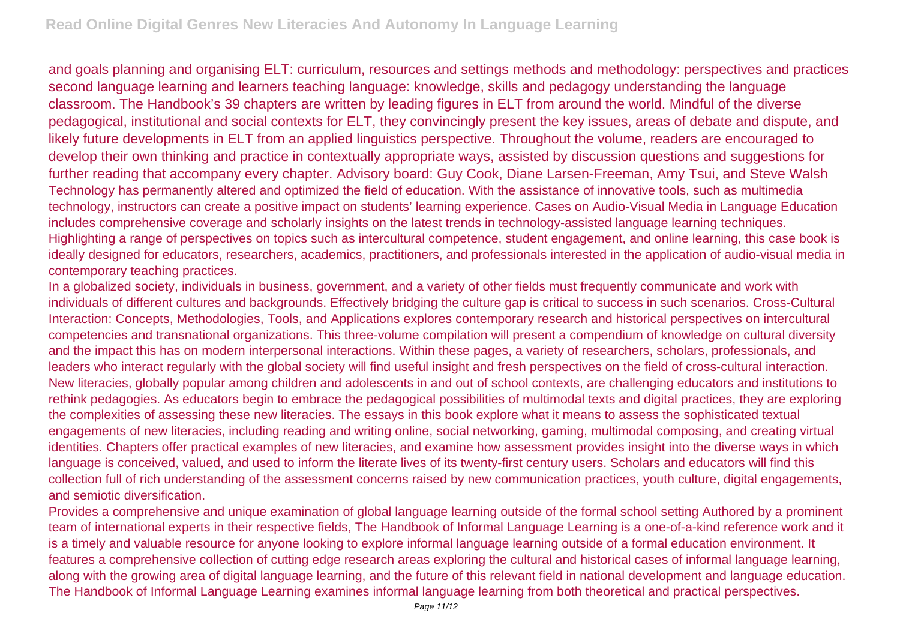and goals planning and organising ELT: curriculum, resources and settings methods and methodology: perspectives and practices second language learning and learners teaching language: knowledge, skills and pedagogy understanding the language classroom. The Handbook's 39 chapters are written by leading figures in ELT from around the world. Mindful of the diverse pedagogical, institutional and social contexts for ELT, they convincingly present the key issues, areas of debate and dispute, and likely future developments in ELT from an applied linguistics perspective. Throughout the volume, readers are encouraged to develop their own thinking and practice in contextually appropriate ways, assisted by discussion questions and suggestions for further reading that accompany every chapter. Advisory board: Guy Cook, Diane Larsen-Freeman, Amy Tsui, and Steve Walsh

Technology has permanently altered and optimized the field of education. With the assistance of innovative tools, such as multimedia technology, instructors can create a positive impact on students' learning experience. Cases on Audio-Visual Media in Language Education includes comprehensive coverage and scholarly insights on the latest trends in technology-assisted language learning techniques. Highlighting a range of perspectives on topics such as intercultural competence, student engagement, and online learning, this case book is ideally designed for educators, researchers, academics, practitioners, and professionals interested in the application of audio-visual media in contemporary teaching practices.

In a globalized society, individuals in business, government, and a variety of other fields must frequently communicate and work with individuals of different cultures and backgrounds. Effectively bridging the culture gap is critical to success in such scenarios. Cross-Cultural Interaction: Concepts, Methodologies, Tools, and Applications explores contemporary research and historical perspectives on intercultural competencies and transnational organizations. This three-volume compilation will present a compendium of knowledge on cultural diversity and the impact this has on modern interpersonal interactions. Within these pages, a variety of researchers, scholars, professionals, and leaders who interact regularly with the global society will find useful insight and fresh perspectives on the field of cross-cultural interaction.

New literacies, globally popular among children and adolescents in and out of school contexts, are challenging educators and institutions to rethink pedagogies. As educators begin to embrace the pedagogical possibilities of multimodal texts and digital practices, they are exploring the complexities of assessing these new literacies. The essays in this book explore what it means to assess the sophisticated textual engagements of new literacies, including reading and writing online, social networking, gaming, multimodal composing, and creating virtual identities. Chapters offer practical examples of new literacies, and examine how assessment provides insight into the diverse ways in which language is conceived, valued, and used to inform the literate lives of its twenty-first century users. Scholars and educators will find this collection full of rich understanding of the assessment concerns raised by new communication practices, youth culture, digital engagements, and semiotic diversification.

Provides a comprehensive and unique examination of global language learning outside of the formal school setting Authored by a prominent team of international experts in their respective fields, The Handbook of Informal Language Learning is a one-of-a-kind reference work and it is a timely and valuable resource for anyone looking to explore informal language learning outside of a formal education environment. It features a comprehensive collection of cutting edge research areas exploring the cultural and historical cases of informal language learning, along with the growing area of digital language learning, and the future of this relevant field in national development and language education. The Handbook of Informal Language Learning examines informal language learning from both theoretical and practical perspectives.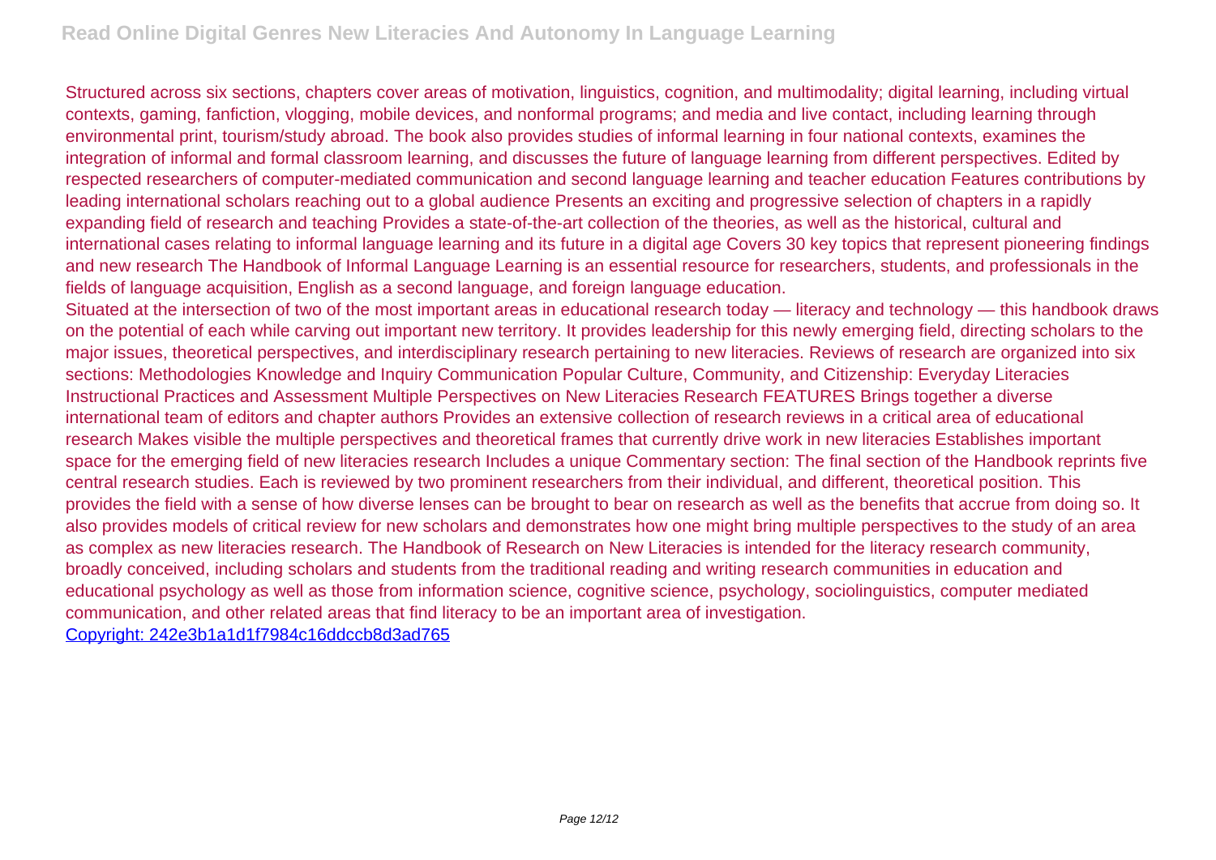Structured across six sections, chapters cover areas of motivation, linguistics, cognition, and multimodality; digital learning, including virtual contexts, gaming, fanfiction, vlogging, mobile devices, and nonformal programs; and media and live contact, including learning through environmental print, tourism/study abroad. The book also provides studies of informal learning in four national contexts, examines the integration of informal and formal classroom learning, and discusses the future of language learning from different perspectives. Edited by respected researchers of computer-mediated communication and second language learning and teacher education Features contributions by leading international scholars reaching out to a global audience Presents an exciting and progressive selection of chapters in a rapidly expanding field of research and teaching Provides a state-of-the-art collection of the theories, as well as the historical, cultural and international cases relating to informal language learning and its future in a digital age Covers 30 key topics that represent pioneering findings and new research The Handbook of Informal Language Learning is an essential resource for researchers, students, and professionals in the fields of language acquisition, English as a second language, and foreign language education.

Situated at the intersection of two of the most important areas in educational research today — literacy and technology — this handbook draws on the potential of each while carving out important new territory. It provides leadership for this newly emerging field, directing scholars to the major issues, theoretical perspectives, and interdisciplinary research pertaining to new literacies. Reviews of research are organized into six sections: Methodologies Knowledge and Inquiry Communication Popular Culture, Community, and Citizenship: Everyday Literacies Instructional Practices and Assessment Multiple Perspectives on New Literacies Research FEATURES Brings together a diverse international team of editors and chapter authors Provides an extensive collection of research reviews in a critical area of educational research Makes visible the multiple perspectives and theoretical frames that currently drive work in new literacies Establishes important space for the emerging field of new literacies research Includes a unique Commentary section: The final section of the Handbook reprints five central research studies. Each is reviewed by two prominent researchers from their individual, and different, theoretical position. This provides the field with a sense of how diverse lenses can be brought to bear on research as well as the benefits that accrue from doing so. It also provides models of critical review for new scholars and demonstrates how one might bring multiple perspectives to the study of an area as complex as new literacies research. The Handbook of Research on New Literacies is intended for the literacy research community, broadly conceived, including scholars and students from the traditional reading and writing research communities in education and educational psychology as well as those from information science, cognitive science, psychology, sociolinguistics, computer mediated communication, and other related areas that find literacy to be an important area of investigation.

Copyright: 242e3b1a1d1f7984c16ddccb8d3ad765